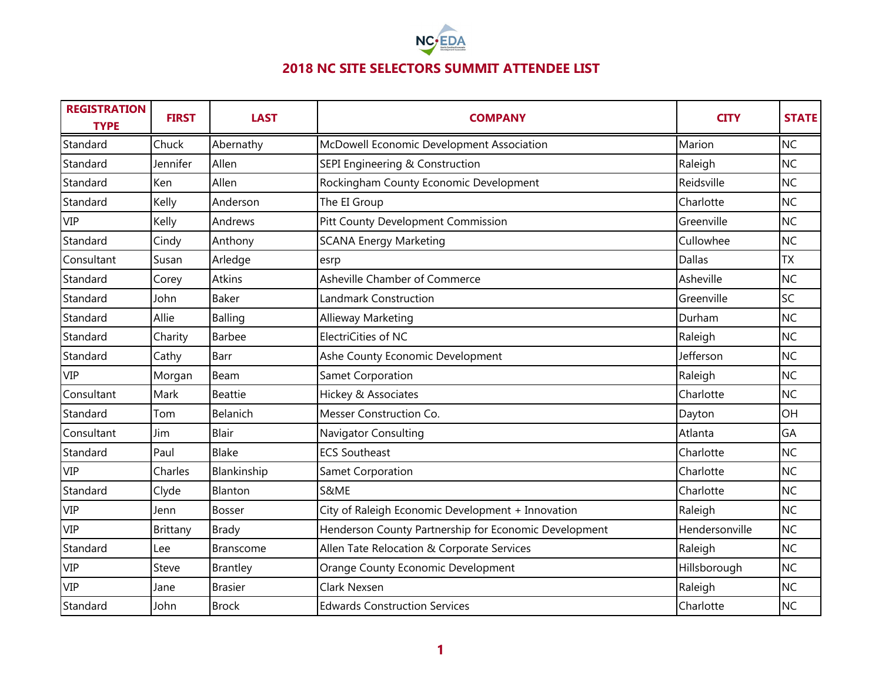# 2018 NC SITE SELECTORS SUMMIT ATTENDEE LIST

| REGISTRATION TYPE | FIRST | LAST | COMPANY | CITY | STATE |
|---|---|---|---|---|---|
| Standard | Chuck | Abernathy | McDowell Economic Development Association | Marion | NC |
| Standard | Jennifer | Allen | SEPI Engineering & Construction | Raleigh | NC |
| Standard | Ken | Allen | Rockingham County Economic Development | Reidsville | NC |
| Standard | Kelly | Anderson | The EI Group | Charlotte | NC |
| VIP | Kelly | Andrews | Pitt County Development Commission | Greenville | NC |
| Standard | Cindy | Anthony | SCANA Energy Marketing | Cullowhee | NC |
| Consultant | Susan | Arledge | esrp | Dallas | TX |
| Standard | Corey | Atkins | Asheville Chamber of Commerce | Asheville | NC |
| Standard | John | Baker | Landmark Construction | Greenville | SC |
| Standard | Allie | Balling | Allieway Marketing | Durham | NC |
| Standard | Charity | Barbee | ElectriCities of NC | Raleigh | NC |
| Standard | Cathy | Barr | Ashe County Economic Development | Jefferson | NC |
| VIP | Morgan | Beam | Samet Corporation | Raleigh | NC |
| Consultant | Mark | Beattie | Hickey & Associates | Charlotte | NC |
| Standard | Tom | Belanich | Messer Construction Co. | Dayton | OH |
| Consultant | Jim | Blair | Navigator Consulting | Atlanta | GA |
| Standard | Paul | Blake | ECS Southeast | Charlotte | NC |
| VIP | Charles | Blankinship | Samet Corporation | Charlotte | NC |
| Standard | Clyde | Blanton | S&ME | Charlotte | NC |
| VIP | Jenn | Bosser | City of Raleigh Economic Development + Innovation | Raleigh | NC |
| VIP | Brittany | Brady | Henderson County Partnership for Economic Development | Hendersonville | NC |
| Standard | Lee | Branscome | Allen Tate Relocation & Corporate Services | Raleigh | NC |
| VIP | Steve | Brantley | Orange County Economic Development | Hillsborough | NC |
| VIP | Jane | Brasier | Clark Nexsen | Raleigh | NC |
| Standard | John | Brock | Edwards Construction Services | Charlotte | NC |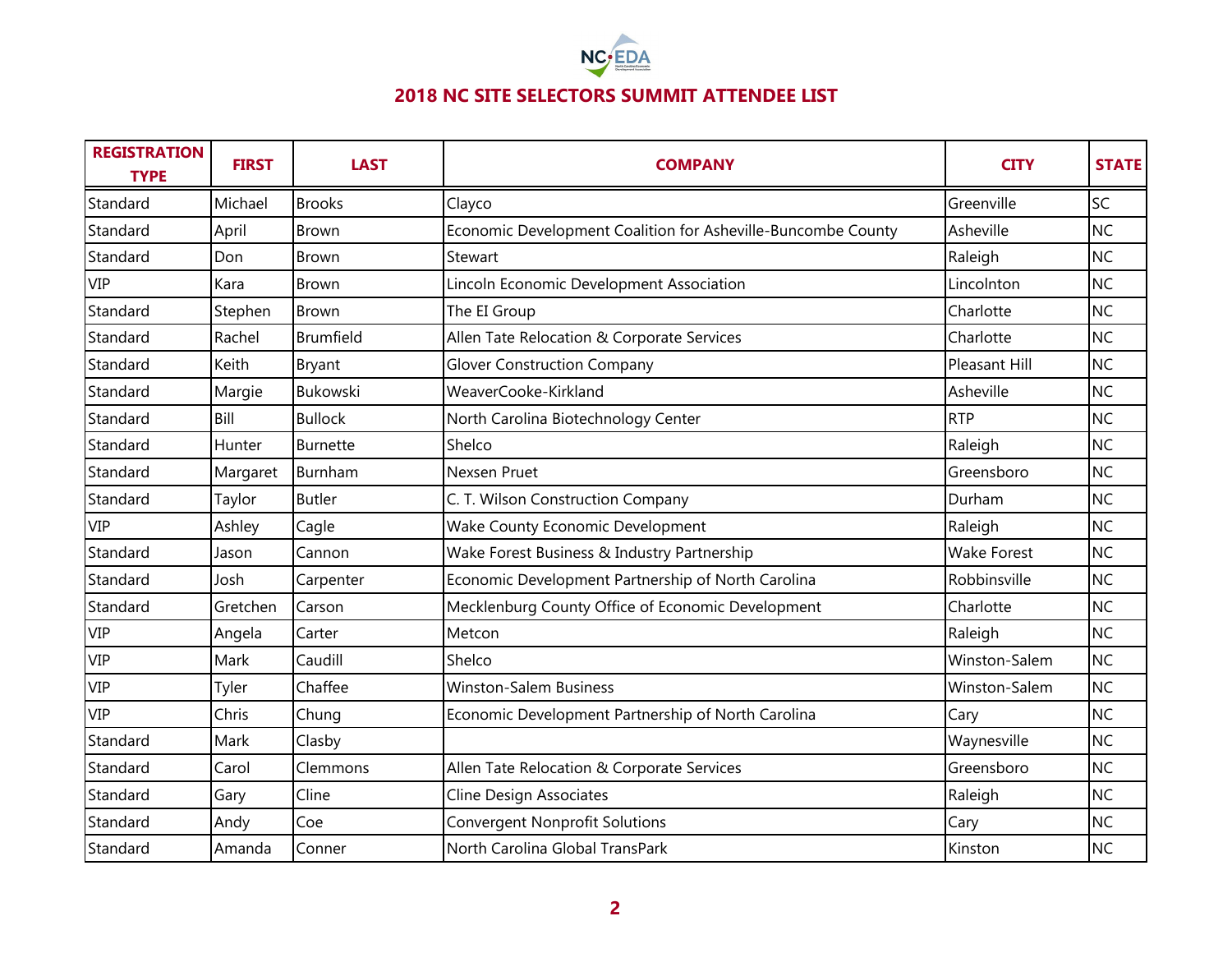## 2018 NC SITE SELECTORS SUMMIT ATTENDEE LIST

| REGISTRATION TYPE | FIRST | LAST | COMPANY | CITY | STATE |
|---|---|---|---|---|---|
| Standard | Michael | Brooks | Clayco | Greenville | SC |
| Standard | April | Brown | Economic Development Coalition for Asheville-Buncombe County | Asheville | NC |
| Standard | Don | Brown | Stewart | Raleigh | NC |
| VIP | Kara | Brown | Lincoln Economic Development Association | Lincolnton | NC |
| Standard | Stephen | Brown | The EI Group | Charlotte | NC |
| Standard | Rachel | Brumfield | Allen Tate Relocation & Corporate Services | Charlotte | NC |
| Standard | Keith | Bryant | Glover Construction Company | Pleasant Hill | NC |
| Standard | Margie | Bukowski | WeaverCooke-Kirkland | Asheville | NC |
| Standard | Bill | Bullock | North Carolina Biotechnology Center | RTP | NC |
| Standard | Hunter | Burnette | Shelco | Raleigh | NC |
| Standard | Margaret | Burnham | Nexsen Pruet | Greensboro | NC |
| Standard | Taylor | Butler | C. T. Wilson Construction Company | Durham | NC |
| VIP | Ashley | Cagle | Wake County Economic Development | Raleigh | NC |
| Standard | Jason | Cannon | Wake Forest Business & Industry Partnership | Wake Forest | NC |
| Standard | Josh | Carpenter | Economic Development Partnership of North Carolina | Robbinsville | NC |
| Standard | Gretchen | Carson | Mecklenburg County Office of Economic Development | Charlotte | NC |
| VIP | Angela | Carter | Metcon | Raleigh | NC |
| VIP | Mark | Caudill | Shelco | Winston-Salem | NC |
| VIP | Tyler | Chaffee | Winston-Salem Business | Winston-Salem | NC |
| VIP | Chris | Chung | Economic Development Partnership of North Carolina | Cary | NC |
| Standard | Mark | Clasby | | Waynesville | NC |
| Standard | Carol | Clemmons | Allen Tate Relocation & Corporate Services | Greensboro | NC |
| Standard | Gary | Cline | Cline Design Associates | Raleigh | NC |
| Standard | Andy | Coe | Convergent Nonprofit Solutions | Cary | NC |
| Standard | Amanda | Conner | North Carolina Global TransPark | Kinston | NC |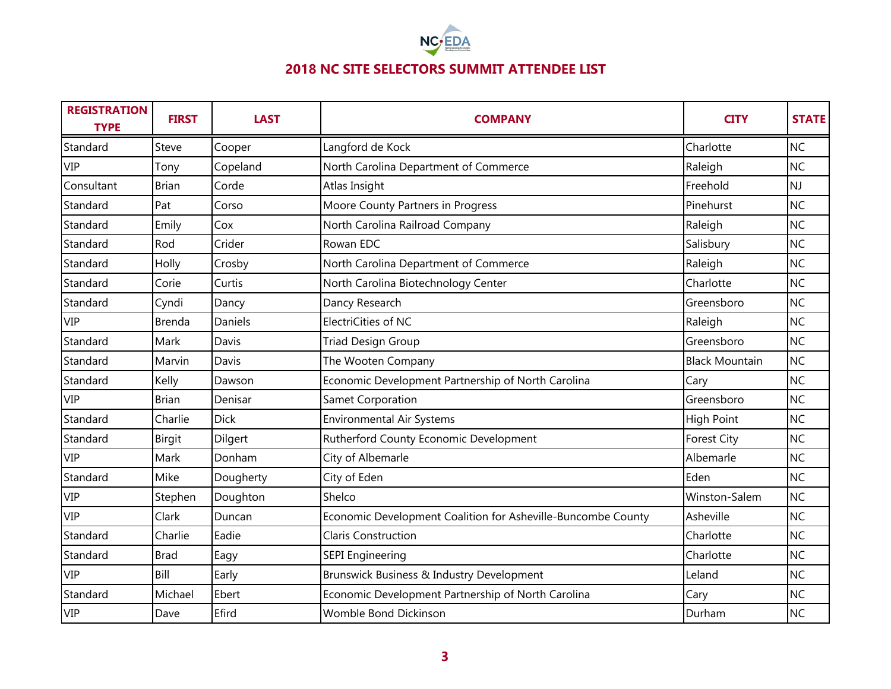## 2018 NC SITE SELECTORS SUMMIT ATTENDEE LIST

| REGISTRATION TYPE | FIRST | LAST | COMPANY | CITY | STATE |
|---|---|---|---|---|---|
| Standard | Steve | Cooper | Langford de Kock | Charlotte | NC |
| VIP | Tony | Copeland | North Carolina Department of Commerce | Raleigh | NC |
| Consultant | Brian | Corde | Atlas Insight | Freehold | NJ |
| Standard | Pat | Corso | Moore County Partners in Progress | Pinehurst | NC |
| Standard | Emily | Cox | North Carolina Railroad Company | Raleigh | NC |
| Standard | Rod | Crider | Rowan EDC | Salisbury | NC |
| Standard | Holly | Crosby | North Carolina Department of Commerce | Raleigh | NC |
| Standard | Corie | Curtis | North Carolina Biotechnology Center | Charlotte | NC |
| Standard | Cyndi | Dancy | Dancy Research | Greensboro | NC |
| VIP | Brenda | Daniels | ElectriCities of NC | Raleigh | NC |
| Standard | Mark | Davis | Triad Design Group | Greensboro | NC |
| Standard | Marvin | Davis | The Wooten Company | Black Mountain | NC |
| Standard | Kelly | Dawson | Economic Development Partnership of North Carolina | Cary | NC |
| VIP | Brian | Denisar | Samet Corporation | Greensboro | NC |
| Standard | Charlie | Dick | Environmental Air Systems | High Point | NC |
| Standard | Birgit | Dilgert | Rutherford County Economic Development | Forest City | NC |
| VIP | Mark | Donham | City of Albemarle | Albemarle | NC |
| Standard | Mike | Dougherty | City of Eden | Eden | NC |
| VIP | Stephen | Doughton | Shelco | Winston-Salem | NC |
| VIP | Clark | Duncan | Economic Development Coalition for Asheville-Buncombe County | Asheville | NC |
| Standard | Charlie | Eadie | Claris Construction | Charlotte | NC |
| Standard | Brad | Eagy | SEPI Engineering | Charlotte | NC |
| VIP | Bill | Early | Brunswick Business & Industry Development | Leland | NC |
| Standard | Michael | Ebert | Economic Development Partnership of North Carolina | Cary | NC |
| VIP | Dave | Efird | Womble Bond Dickinson | Durham | NC |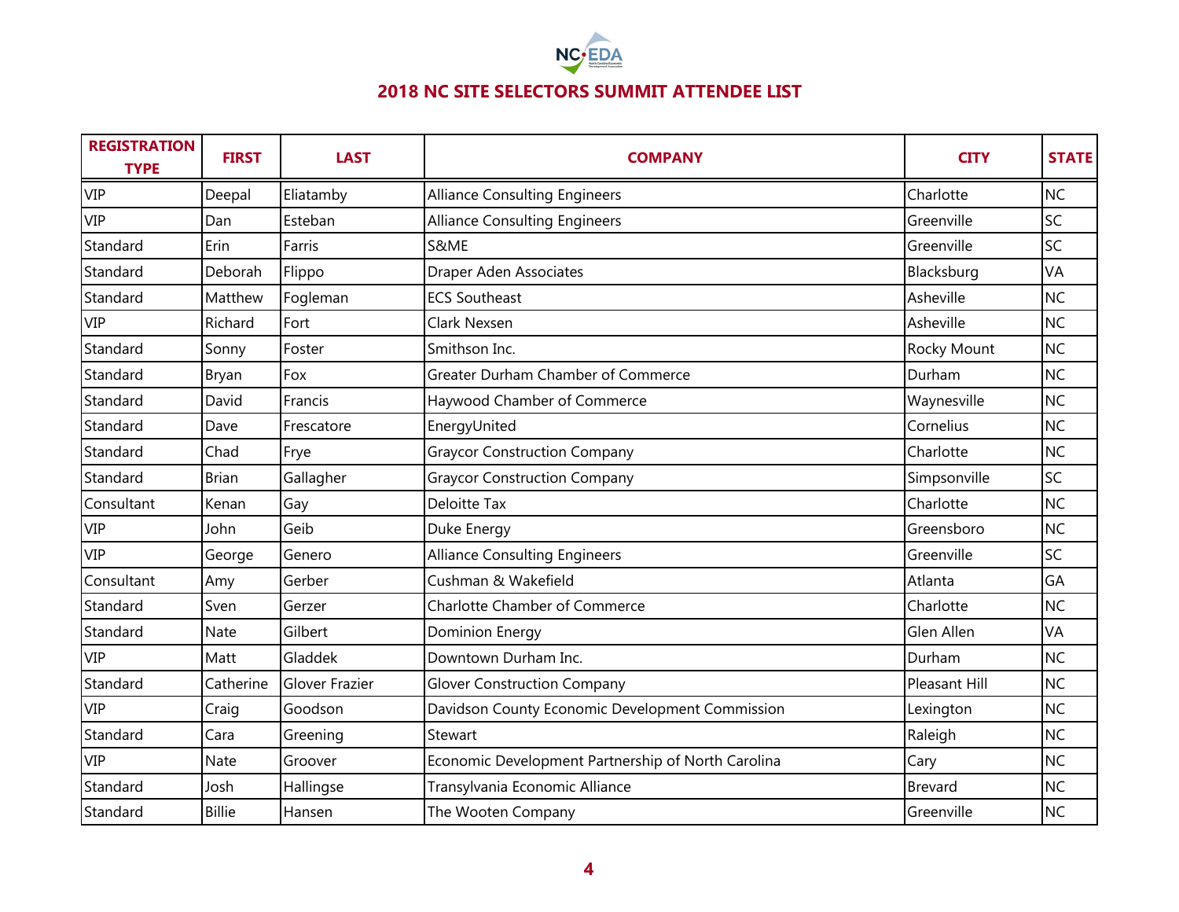# 2018 NC SITE SELECTORS SUMMIT ATTENDEE LIST

| REGISTRATION TYPE | FIRST | LAST | COMPANY | CITY | STATE |
|---|---|---|---|---|---|
| VIP | Deepal | Eliatamby | Alliance Consulting Engineers | Charlotte | NC |
| VIP | Dan | Esteban | Alliance Consulting Engineers | Greenville | SC |
| Standard | Erin | Farris | S&ME | Greenville | SC |
| Standard | Deborah | Flippo | Draper Aden Associates | Blacksburg | VA |
| Standard | Matthew | Fogleman | ECS Southeast | Asheville | NC |
| VIP | Richard | Fort | Clark Nexsen | Asheville | NC |
| Standard | Sonny | Foster | Smithson Inc. | Rocky Mount | NC |
| Standard | Bryan | Fox | Greater Durham Chamber of Commerce | Durham | NC |
| Standard | David | Francis | Haywood Chamber of Commerce | Waynesville | NC |
| Standard | Dave | Frescatore | EnergyUnited | Cornelius | NC |
| Standard | Chad | Frye | Graycor Construction Company | Charlotte | NC |
| Standard | Brian | Gallagher | Graycor Construction Company | Simpsonville | SC |
| Consultant | Kenan | Gay | Deloitte Tax | Charlotte | NC |
| VIP | John | Geib | Duke Energy | Greensboro | NC |
| VIP | George | Genero | Alliance Consulting Engineers | Greenville | SC |
| Consultant | Amy | Gerber | Cushman & Wakefield | Atlanta | GA |
| Standard | Sven | Gerzer | Charlotte Chamber of Commerce | Charlotte | NC |
| Standard | Nate | Gilbert | Dominion Energy | Glen Allen | VA |
| VIP | Matt | Gladdek | Downtown Durham Inc. | Durham | NC |
| Standard | Catherine | Glover Frazier | Glover Construction Company | Pleasant Hill | NC |
| VIP | Craig | Goodson | Davidson County Economic Development Commission | Lexington | NC |
| Standard | Cara | Greening | Stewart | Raleigh | NC |
| VIP | Nate | Groover | Economic Development Partnership of North Carolina | Cary | NC |
| Standard | Josh | Hallingse | Transylvania Economic Alliance | Brevard | NC |
| Standard | Billie | Hansen | The Wooten Company | Greenville | NC |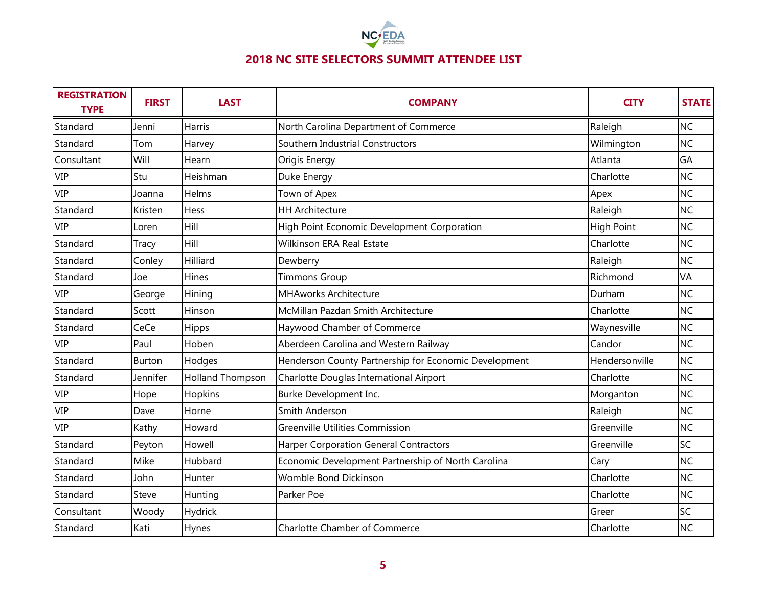## 2018 NC SITE SELECTORS SUMMIT ATTENDEE LIST

| REGISTRATION TYPE | FIRST | LAST | COMPANY | CITY | STATE |
|---|---|---|---|---|---|
| Standard | Jenni | Harris | North Carolina Department of Commerce | Raleigh | NC |
| Standard | Tom | Harvey | Southern Industrial Constructors | Wilmington | NC |
| Consultant | Will | Hearn | Origis Energy | Atlanta | GA |
| VIP | Stu | Heishman | Duke Energy | Charlotte | NC |
| VIP | Joanna | Helms | Town of Apex | Apex | NC |
| Standard | Kristen | Hess | HH Architecture | Raleigh | NC |
| VIP | Loren | Hill | High Point Economic Development Corporation | High Point | NC |
| Standard | Tracy | Hill | Wilkinson ERA Real Estate | Charlotte | NC |
| Standard | Conley | Hilliard | Dewberry | Raleigh | NC |
| Standard | Joe | Hines | Timmons Group | Richmond | VA |
| VIP | George | Hining | MHAworks Architecture | Durham | NC |
| Standard | Scott | Hinson | McMillan Pazdan Smith Architecture | Charlotte | NC |
| Standard | CeCe | Hipps | Haywood Chamber of Commerce | Waynesville | NC |
| VIP | Paul | Hoben | Aberdeen Carolina and Western Railway | Candor | NC |
| Standard | Burton | Hodges | Henderson County Partnership for Economic Development | Hendersonville | NC |
| Standard | Jennifer | Holland Thompson | Charlotte Douglas International Airport | Charlotte | NC |
| VIP | Hope | Hopkins | Burke Development Inc. | Morganton | NC |
| VIP | Dave | Horne | Smith Anderson | Raleigh | NC |
| VIP | Kathy | Howard | Greenville Utilities Commission | Greenville | NC |
| Standard | Peyton | Howell | Harper Corporation General Contractors | Greenville | SC |
| Standard | Mike | Hubbard | Economic Development Partnership of North Carolina | Cary | NC |
| Standard | John | Hunter | Womble Bond Dickinson | Charlotte | NC |
| Standard | Steve | Hunting | Parker Poe | Charlotte | NC |
| Consultant | Woody | Hydrick | | Greer | SC |
| Standard | Kati | Hynes | Charlotte Chamber of Commerce | Charlotte | NC |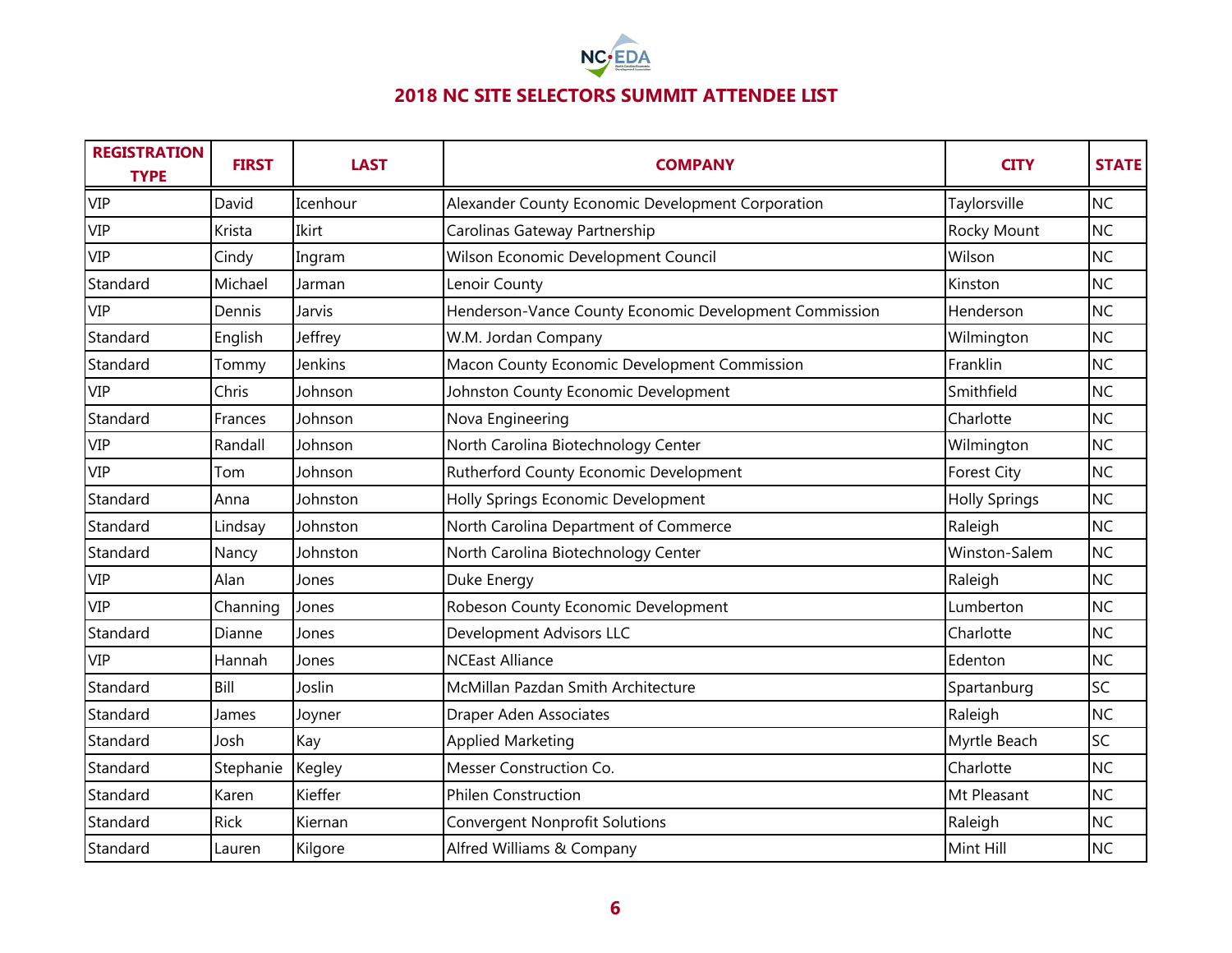## 2018 NC SITE SELECTORS SUMMIT ATTENDEE LIST

| REGISTRATION TYPE | FIRST | LAST | COMPANY | CITY | STATE |
|---|---|---|---|---|---|
| VIP | David | Icenhour | Alexander County Economic Development Corporation | Taylorsville | NC |
| VIP | Krista | Ikirt | Carolinas Gateway Partnership | Rocky Mount | NC |
| VIP | Cindy | Ingram | Wilson Economic Development Council | Wilson | NC |
| Standard | Michael | Jarman | Lenoir County | Kinston | NC |
| VIP | Dennis | Jarvis | Henderson-Vance County Economic Development Commission | Henderson | NC |
| Standard | English | Jeffrey | W.M. Jordan Company | Wilmington | NC |
| Standard | Tommy | Jenkins | Macon County Economic Development Commission | Franklin | NC |
| VIP | Chris | Johnson | Johnston County Economic Development | Smithfield | NC |
| Standard | Frances | Johnson | Nova Engineering | Charlotte | NC |
| VIP | Randall | Johnson | North Carolina Biotechnology Center | Wilmington | NC |
| VIP | Tom | Johnson | Rutherford County Economic Development | Forest City | NC |
| Standard | Anna | Johnston | Holly Springs Economic Development | Holly Springs | NC |
| Standard | Lindsay | Johnston | North Carolina Department of Commerce | Raleigh | NC |
| Standard | Nancy | Johnston | North Carolina Biotechnology Center | Winston-Salem | NC |
| VIP | Alan | Jones | Duke Energy | Raleigh | NC |
| VIP | Channing | Jones | Robeson County Economic Development | Lumberton | NC |
| Standard | Dianne | Jones | Development Advisors LLC | Charlotte | NC |
| VIP | Hannah | Jones | NCEast Alliance | Edenton | NC |
| Standard | Bill | Joslin | McMillan Pazdan Smith Architecture | Spartanburg | SC |
| Standard | James | Joyner | Draper Aden Associates | Raleigh | NC |
| Standard | Josh | Kay | Applied Marketing | Myrtle Beach | SC |
| Standard | Stephanie | Kegley | Messer Construction Co. | Charlotte | NC |
| Standard | Karen | Kieffer | Philen Construction | Mt Pleasant | NC |
| Standard | Rick | Kiernan | Convergent Nonprofit Solutions | Raleigh | NC |
| Standard | Lauren | Kilgore | Alfred Williams & Company | Mint Hill | NC |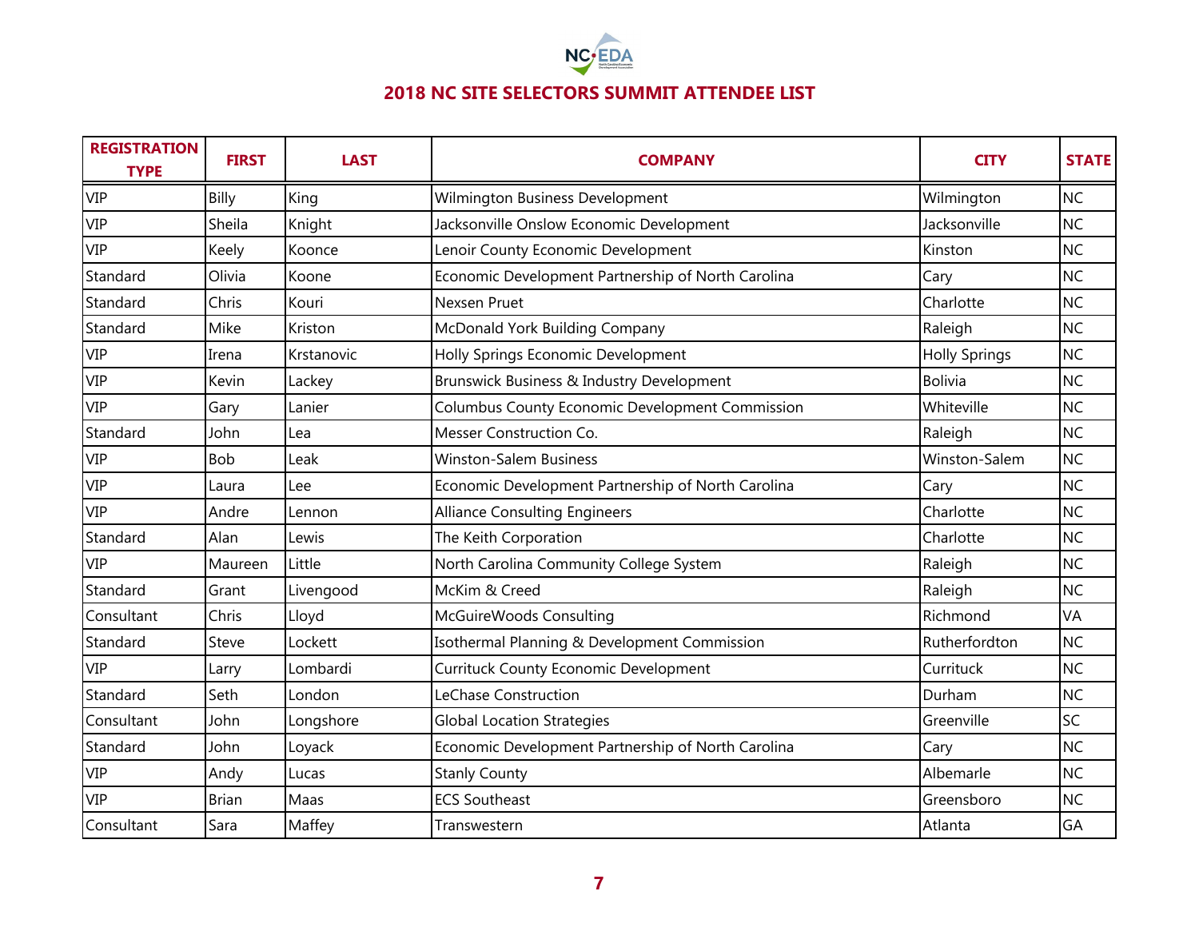## 2018 NC SITE SELECTORS SUMMIT ATTENDEE LIST

| REGISTRATION TYPE | FIRST | LAST | COMPANY | CITY | STATE |
|---|---|---|---|---|---|
| VIP | Billy | King | Wilmington Business Development | Wilmington | NC |
| VIP | Sheila | Knight | Jacksonville Onslow Economic Development | Jacksonville | NC |
| VIP | Keely | Koonce | Lenoir County Economic Development | Kinston | NC |
| Standard | Olivia | Koone | Economic Development Partnership of North Carolina | Cary | NC |
| Standard | Chris | Kouri | Nexsen Pruet | Charlotte | NC |
| Standard | Mike | Kriston | McDonald York Building Company | Raleigh | NC |
| VIP | Irena | Krstanovic | Holly Springs Economic Development | Holly Springs | NC |
| VIP | Kevin | Lackey | Brunswick Business & Industry Development | Bolivia | NC |
| VIP | Gary | Lanier | Columbus County Economic Development Commission | Whiteville | NC |
| Standard | John | Lea | Messer Construction Co. | Raleigh | NC |
| VIP | Bob | Leak | Winston-Salem Business | Winston-Salem | NC |
| VIP | Laura | Lee | Economic Development Partnership of North Carolina | Cary | NC |
| VIP | Andre | Lennon | Alliance Consulting Engineers | Charlotte | NC |
| Standard | Alan | Lewis | The Keith Corporation | Charlotte | NC |
| VIP | Maureen | Little | North Carolina Community College System | Raleigh | NC |
| Standard | Grant | Livengood | McKim & Creed | Raleigh | NC |
| Consultant | Chris | Lloyd | McGuireWoods Consulting | Richmond | VA |
| Standard | Steve | Lockett | Isothermal Planning & Development Commission | Rutherfordton | NC |
| VIP | Larry | Lombardi | Currituck County Economic Development | Currituck | NC |
| Standard | Seth | London | LeChase Construction | Durham | NC |
| Consultant | John | Longshore | Global Location Strategies | Greenville | SC |
| Standard | John | Loyack | Economic Development Partnership of North Carolina | Cary | NC |
| VIP | Andy | Lucas | Stanly County | Albemarle | NC |
| VIP | Brian | Maas | ECS Southeast | Greensboro | NC |
| Consultant | Sara | Maffey | Transwestern | Atlanta | GA |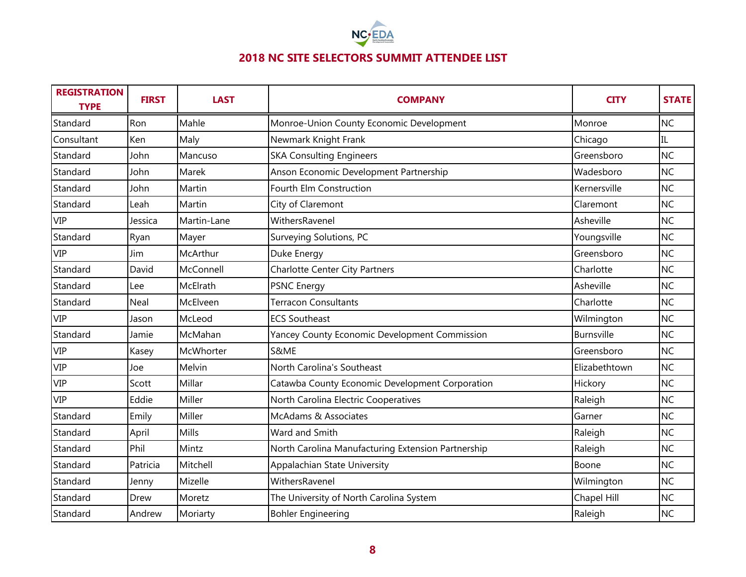## 2018 NC SITE SELECTORS SUMMIT ATTENDEE LIST

| REGISTRATION TYPE | FIRST | LAST | COMPANY | CITY | STATE |
|---|---|---|---|---|---|
| Standard | Ron | Mahle | Monroe-Union County Economic Development | Monroe | NC |
| Consultant | Ken | Maly | Newmark Knight Frank | Chicago | IL |
| Standard | John | Mancuso | SKA Consulting Engineers | Greensboro | NC |
| Standard | John | Marek | Anson Economic Development Partnership | Wadesboro | NC |
| Standard | John | Martin | Fourth Elm Construction | Kernersville | NC |
| Standard | Leah | Martin | City of Claremont | Claremont | NC |
| VIP | Jessica | Martin-Lane | WithersRavenel | Asheville | NC |
| Standard | Ryan | Mayer | Surveying Solutions, PC | Youngsville | NC |
| VIP | Jim | McArthur | Duke Energy | Greensboro | NC |
| Standard | David | McConnell | Charlotte Center City Partners | Charlotte | NC |
| Standard | Lee | McElrath | PSNC Energy | Asheville | NC |
| Standard | Neal | McElveen | Terracon Consultants | Charlotte | NC |
| VIP | Jason | McLeod | ECS Southeast | Wilmington | NC |
| Standard | Jamie | McMahan | Yancey County Economic Development Commission | Burnsville | NC |
| VIP | Kasey | McWhorter | S&ME | Greensboro | NC |
| VIP | Joe | Melvin | North Carolina's Southeast | Elizabethtown | NC |
| VIP | Scott | Millar | Catawba County Economic Development Corporation | Hickory | NC |
| VIP | Eddie | Miller | North Carolina Electric Cooperatives | Raleigh | NC |
| Standard | Emily | Miller | McAdams & Associates | Garner | NC |
| Standard | April | Mills | Ward and Smith | Raleigh | NC |
| Standard | Phil | Mintz | North Carolina Manufacturing Extension Partnership | Raleigh | NC |
| Standard | Patricia | Mitchell | Appalachian State University | Boone | NC |
| Standard | Jenny | Mizelle | WithersRavenel | Wilmington | NC |
| Standard | Drew | Moretz | The University of North Carolina System | Chapel Hill | NC |
| Standard | Andrew | Moriarty | Bohler Engineering | Raleigh | NC |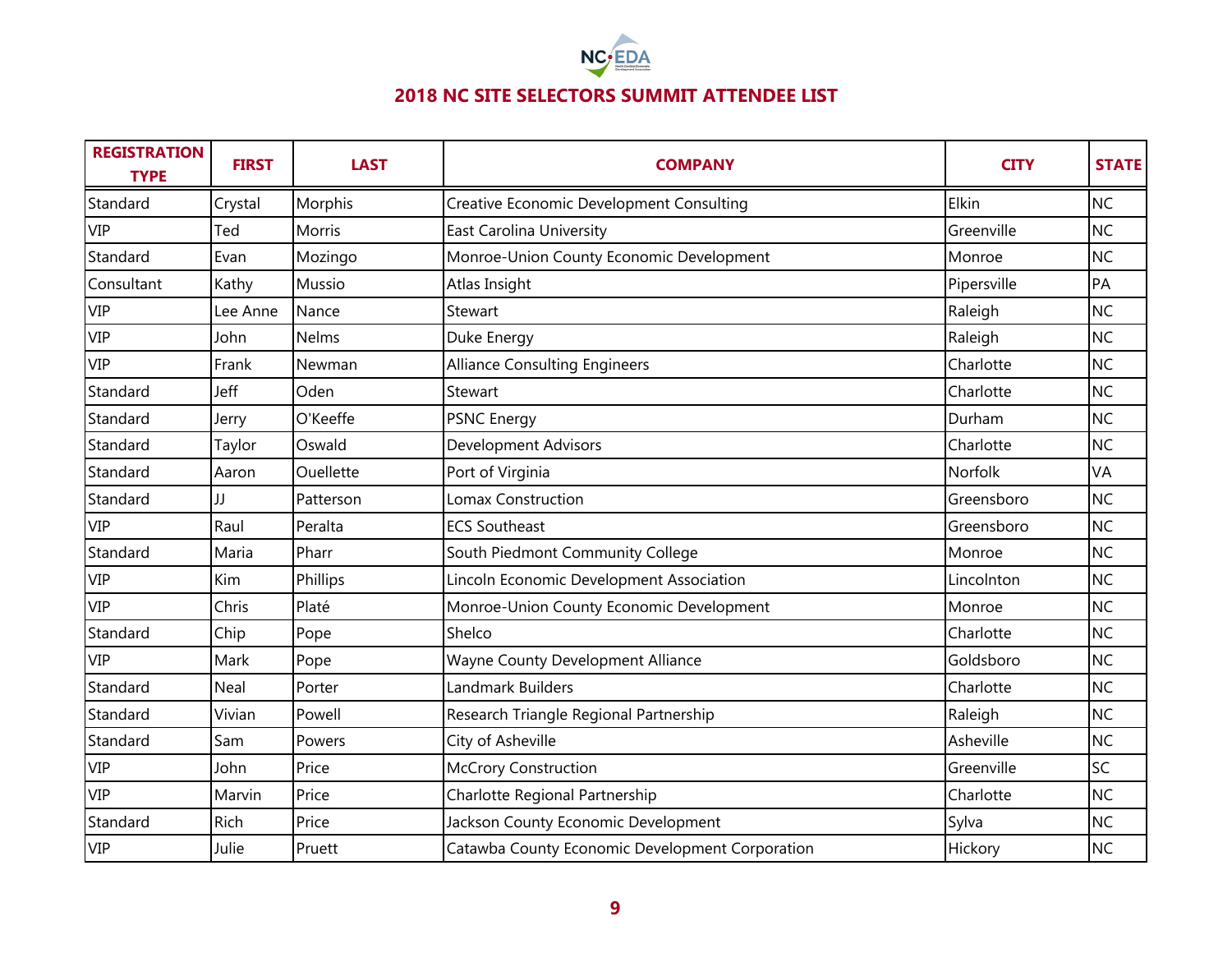# 2018 NC SITE SELECTORS SUMMIT ATTENDEE LIST

| REGISTRATION TYPE | FIRST | LAST | COMPANY | CITY | STATE |
|---|---|---|---|---|---|
| Standard | Crystal | Morphis | Creative Economic Development Consulting | Elkin | NC |
| VIP | Ted | Morris | East Carolina University | Greenville | NC |
| Standard | Evan | Mozingo | Monroe-Union County Economic Development | Monroe | NC |
| Consultant | Kathy | Mussio | Atlas Insight | Pipersville | PA |
| VIP | Lee Anne | Nance | Stewart | Raleigh | NC |
| VIP | John | Nelms | Duke Energy | Raleigh | NC |
| VIP | Frank | Newman | Alliance Consulting Engineers | Charlotte | NC |
| Standard | Jeff | Oden | Stewart | Charlotte | NC |
| Standard | Jerry | O'Keeffe | PSNC Energy | Durham | NC |
| Standard | Taylor | Oswald | Development Advisors | Charlotte | NC |
| Standard | Aaron | Ouellette | Port of Virginia | Norfolk | VA |
| Standard | JJ | Patterson | Lomax Construction | Greensboro | NC |
| VIP | Raul | Peralta | ECS Southeast | Greensboro | NC |
| Standard | Maria | Pharr | South Piedmont Community College | Monroe | NC |
| VIP | Kim | Phillips | Lincoln Economic Development Association | Lincolnton | NC |
| VIP | Chris | Platé | Monroe-Union County Economic Development | Monroe | NC |
| Standard | Chip | Pope | Shelco | Charlotte | NC |
| VIP | Mark | Pope | Wayne County Development Alliance | Goldsboro | NC |
| Standard | Neal | Porter | Landmark Builders | Charlotte | NC |
| Standard | Vivian | Powell | Research Triangle Regional Partnership | Raleigh | NC |
| Standard | Sam | Powers | City of Asheville | Asheville | NC |
| VIP | John | Price | McCrory Construction | Greenville | SC |
| VIP | Marvin | Price | Charlotte Regional Partnership | Charlotte | NC |
| Standard | Rich | Price | Jackson County Economic Development | Sylva | NC |
| VIP | Julie | Pruett | Catawba County Economic Development Corporation | Hickory | NC |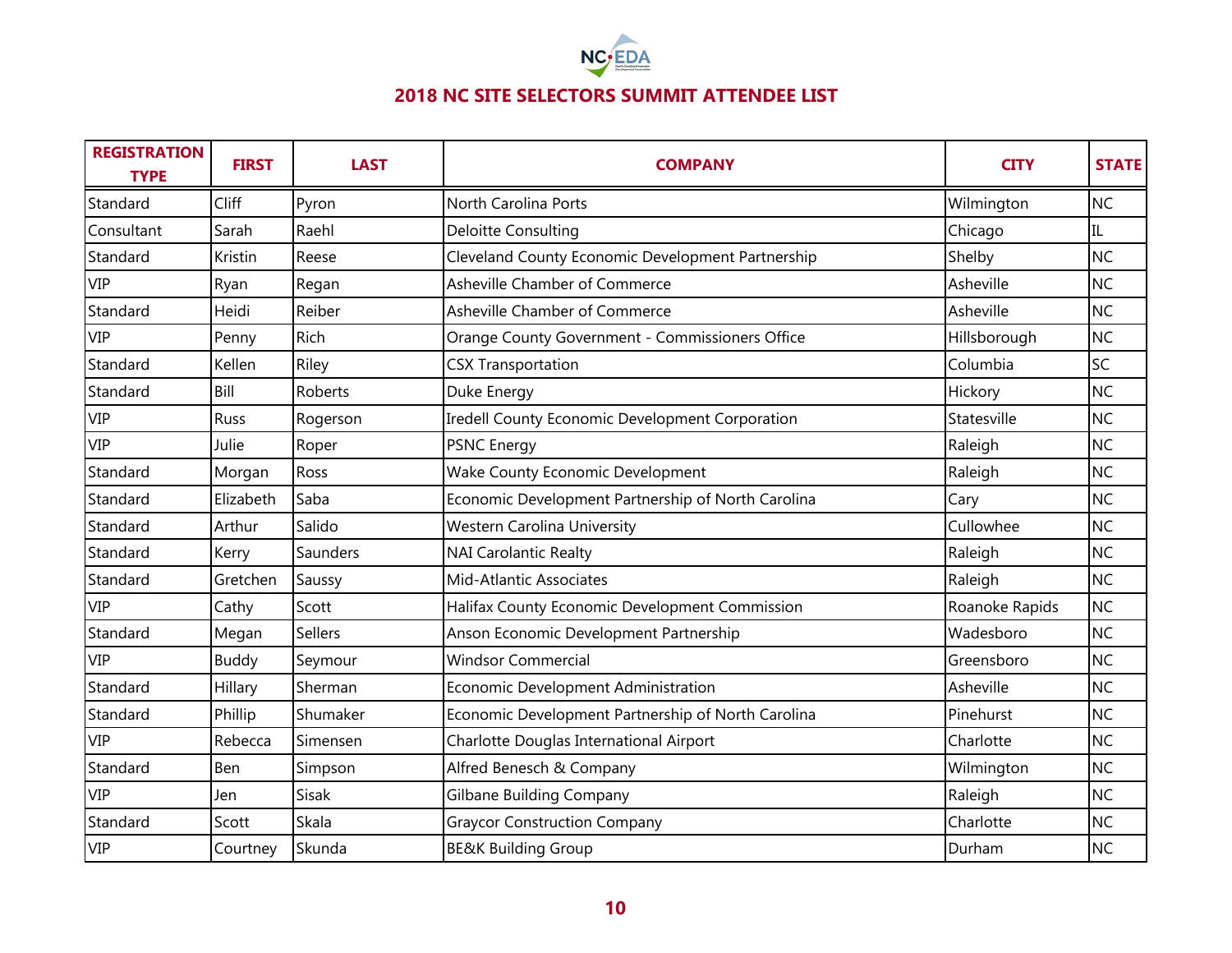# 2018 NC SITE SELECTORS SUMMIT ATTENDEE LIST

| REGISTRATION TYPE | FIRST | LAST | COMPANY | CITY | STATE |
|---|---|---|---|---|---|
| Standard | Cliff | Pyron | North Carolina Ports | Wilmington | NC |
| Consultant | Sarah | Raehl | Deloitte Consulting | Chicago | IL |
| Standard | Kristin | Reese | Cleveland County Economic Development Partnership | Shelby | NC |
| VIP | Ryan | Regan | Asheville Chamber of Commerce | Asheville | NC |
| Standard | Heidi | Reiber | Asheville Chamber of Commerce | Asheville | NC |
| VIP | Penny | Rich | Orange County Government - Commissioners Office | Hillsborough | NC |
| Standard | Kellen | Riley | CSX Transportation | Columbia | SC |
| Standard | Bill | Roberts | Duke Energy | Hickory | NC |
| VIP | Russ | Rogerson | Iredell County Economic Development Corporation | Statesville | NC |
| VIP | Julie | Roper | PSNC Energy | Raleigh | NC |
| Standard | Morgan | Ross | Wake County Economic Development | Raleigh | NC |
| Standard | Elizabeth | Saba | Economic Development Partnership of North Carolina | Cary | NC |
| Standard | Arthur | Salido | Western Carolina University | Cullowhee | NC |
| Standard | Kerry | Saunders | NAI Carolantic Realty | Raleigh | NC |
| Standard | Gretchen | Saussy | Mid-Atlantic Associates | Raleigh | NC |
| VIP | Cathy | Scott | Halifax County Economic Development Commission | Roanoke Rapids | NC |
| Standard | Megan | Sellers | Anson Economic Development Partnership | Wadesboro | NC |
| VIP | Buddy | Seymour | Windsor Commercial | Greensboro | NC |
| Standard | Hillary | Sherman | Economic Development Administration | Asheville | NC |
| Standard | Phillip | Shumaker | Economic Development Partnership of North Carolina | Pinehurst | NC |
| VIP | Rebecca | Simensen | Charlotte Douglas International Airport | Charlotte | NC |
| Standard | Ben | Simpson | Alfred Benesch & Company | Wilmington | NC |
| VIP | Jen | Sisak | Gilbane Building Company | Raleigh | NC |
| Standard | Scott | Skala | Graycor Construction Company | Charlotte | NC |
| VIP | Courtney | Skunda | BE&K Building Group | Durham | NC |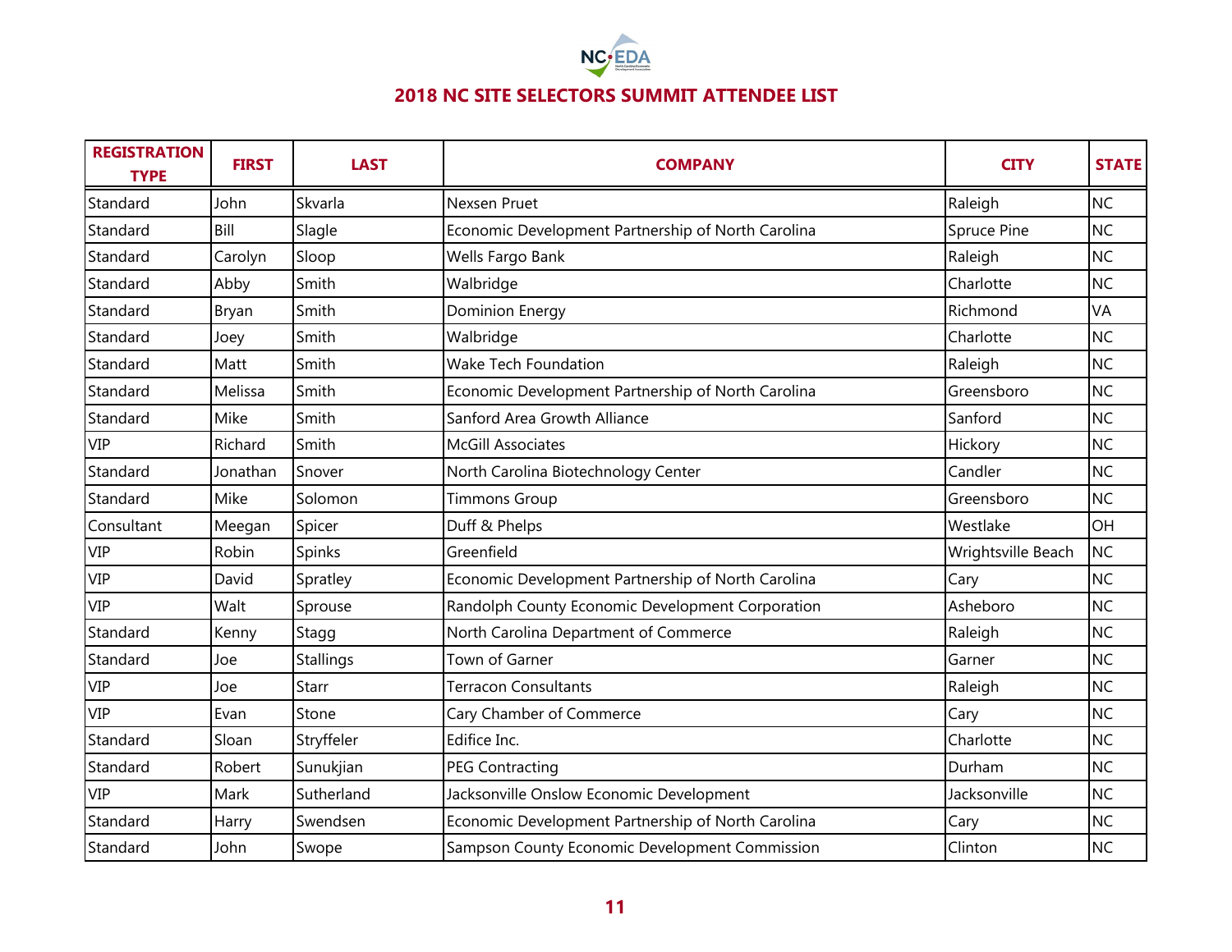## 2018 NC SITE SELECTORS SUMMIT ATTENDEE LIST

| REGISTRATION TYPE | FIRST | LAST | COMPANY | CITY | STATE |
|---|---|---|---|---|---|
| Standard | John | Skvarla | Nexsen Pruet | Raleigh | NC |
| Standard | Bill | Slagle | Economic Development Partnership of North Carolina | Spruce Pine | NC |
| Standard | Carolyn | Sloop | Wells Fargo Bank | Raleigh | NC |
| Standard | Abby | Smith | Walbridge | Charlotte | NC |
| Standard | Bryan | Smith | Dominion Energy | Richmond | VA |
| Standard | Joey | Smith | Walbridge | Charlotte | NC |
| Standard | Matt | Smith | Wake Tech Foundation | Raleigh | NC |
| Standard | Melissa | Smith | Economic Development Partnership of North Carolina | Greensboro | NC |
| Standard | Mike | Smith | Sanford Area Growth Alliance | Sanford | NC |
| VIP | Richard | Smith | McGill Associates | Hickory | NC |
| Standard | Jonathan | Snover | North Carolina Biotechnology Center | Candler | NC |
| Standard | Mike | Solomon | Timmons Group | Greensboro | NC |
| Consultant | Meegan | Spicer | Duff & Phelps | Westlake | OH |
| VIP | Robin | Spinks | Greenfield | Wrightsville Beach | NC |
| VIP | David | Spratley | Economic Development Partnership of North Carolina | Cary | NC |
| VIP | Walt | Sprouse | Randolph County Economic Development Corporation | Asheboro | NC |
| Standard | Kenny | Stagg | North Carolina Department of Commerce | Raleigh | NC |
| Standard | Joe | Stallings | Town of Garner | Garner | NC |
| VIP | Joe | Starr | Terracon Consultants | Raleigh | NC |
| VIP | Evan | Stone | Cary Chamber of Commerce | Cary | NC |
| Standard | Sloan | Stryffeler | Edifice Inc. | Charlotte | NC |
| Standard | Robert | Sunukjian | PEG Contracting | Durham | NC |
| VIP | Mark | Sutherland | Jacksonville Onslow Economic Development | Jacksonville | NC |
| Standard | Harry | Swendsen | Economic Development Partnership of North Carolina | Cary | NC |
| Standard | John | Swope | Sampson County Economic Development Commission | Clinton | NC |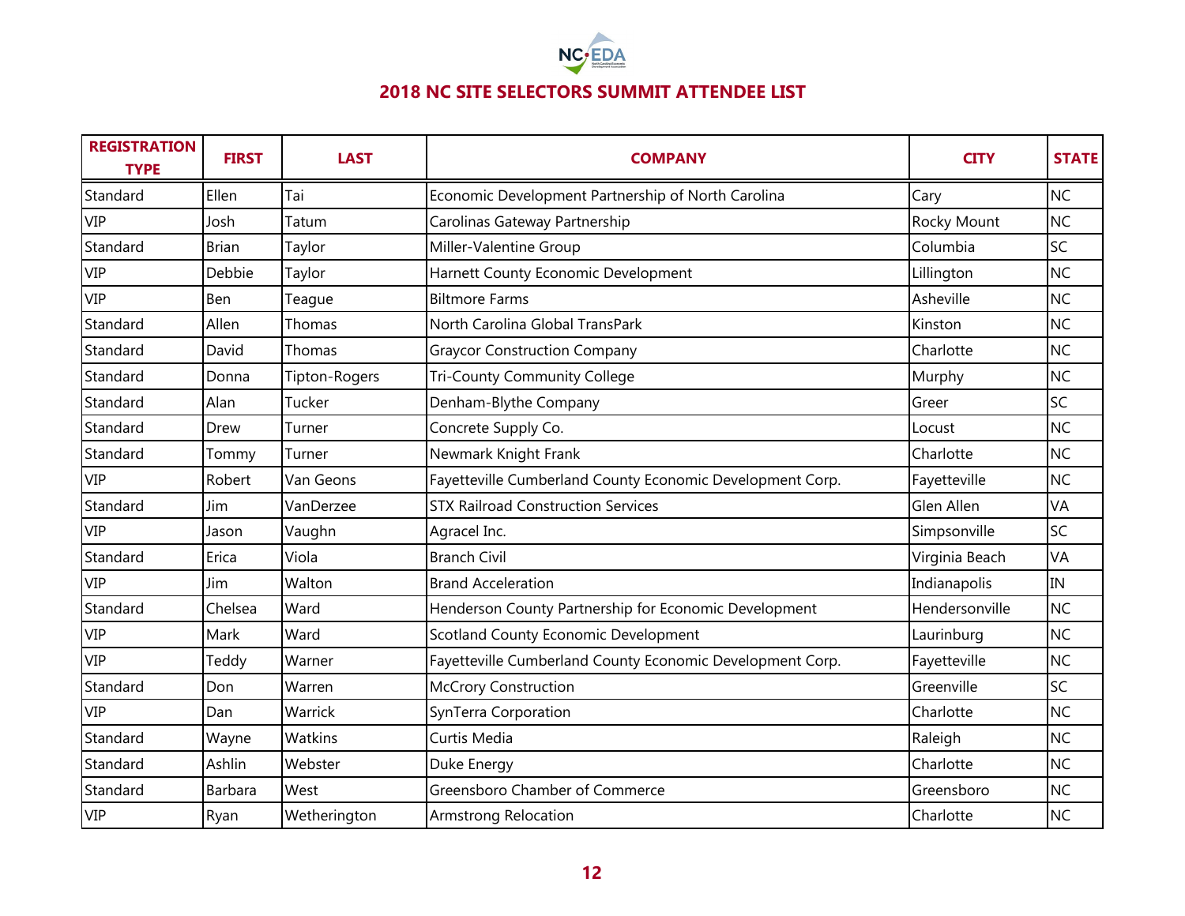## 2018 NC SITE SELECTORS SUMMIT ATTENDEE LIST

| REGISTRATION TYPE | FIRST | LAST | COMPANY | CITY | STATE |
|---|---|---|---|---|---|
| Standard | Ellen | Tai | Economic Development Partnership of North Carolina | Cary | NC |
| VIP | Josh | Tatum | Carolinas Gateway Partnership | Rocky Mount | NC |
| Standard | Brian | Taylor | Miller-Valentine Group | Columbia | SC |
| VIP | Debbie | Taylor | Harnett County Economic Development | Lillington | NC |
| VIP | Ben | Teague | Biltmore Farms | Asheville | NC |
| Standard | Allen | Thomas | North Carolina Global TransPark | Kinston | NC |
| Standard | David | Thomas | Graycor Construction Company | Charlotte | NC |
| Standard | Donna | Tipton-Rogers | Tri-County Community College | Murphy | NC |
| Standard | Alan | Tucker | Denham-Blythe Company | Greer | SC |
| Standard | Drew | Turner | Concrete Supply Co. | Locust | NC |
| Standard | Tommy | Turner | Newmark Knight Frank | Charlotte | NC |
| VIP | Robert | Van Geons | Fayetteville Cumberland County Economic Development Corp. | Fayetteville | NC |
| Standard | Jim | VanDerzee | STX Railroad Construction Services | Glen Allen | VA |
| VIP | Jason | Vaughn | Agracel Inc. | Simpsonville | SC |
| Standard | Erica | Viola | Branch Civil | Virginia Beach | VA |
| VIP | Jim | Walton | Brand Acceleration | Indianapolis | IN |
| Standard | Chelsea | Ward | Henderson County Partnership for Economic Development | Hendersonville | NC |
| VIP | Mark | Ward | Scotland County Economic Development | Laurinburg | NC |
| VIP | Teddy | Warner | Fayetteville Cumberland County Economic Development Corp. | Fayetteville | NC |
| Standard | Don | Warren | McCrory Construction | Greenville | SC |
| VIP | Dan | Warrick | SynTerra Corporation | Charlotte | NC |
| Standard | Wayne | Watkins | Curtis Media | Raleigh | NC |
| Standard | Ashlin | Webster | Duke Energy | Charlotte | NC |
| Standard | Barbara | West | Greensboro Chamber of Commerce | Greensboro | NC |
| VIP | Ryan | Wetherington | Armstrong Relocation | Charlotte | NC |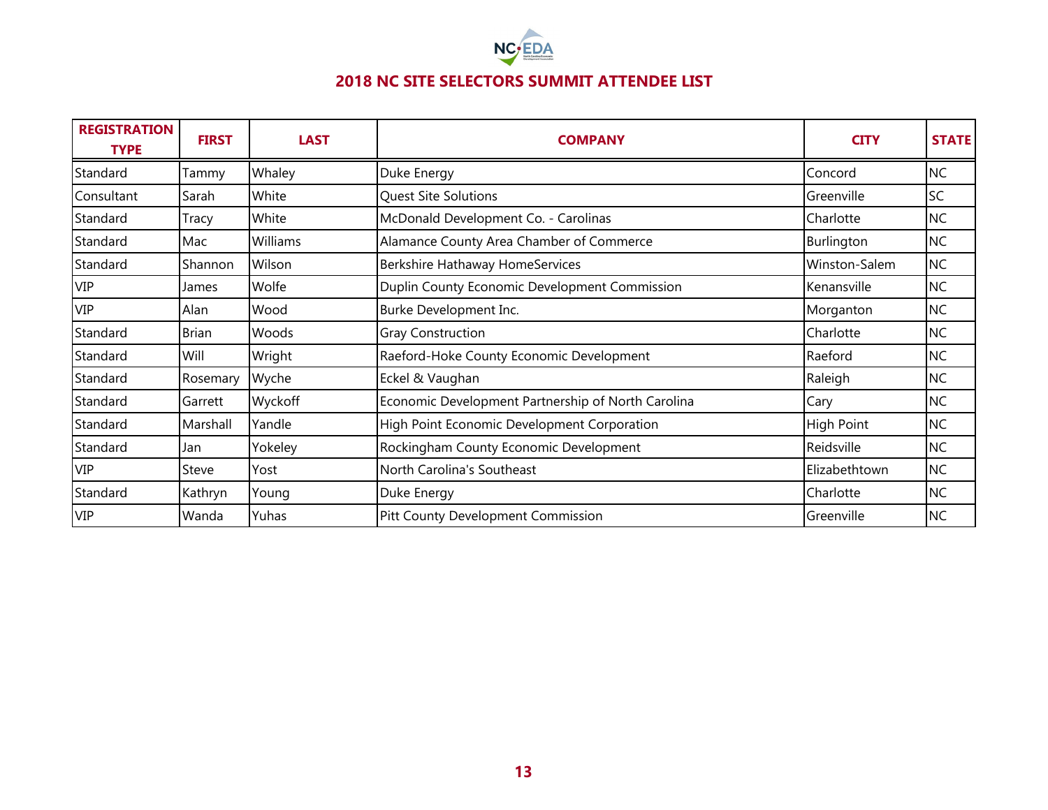## 2018 NC SITE SELECTORS SUMMIT ATTENDEE LIST

| REGISTRATION TYPE | FIRST | LAST | COMPANY | CITY | STATE |
|---|---|---|---|---|---|
| Standard | Tammy | Whaley | Duke Energy | Concord | NC |
| Consultant | Sarah | White | Quest Site Solutions | Greenville | SC |
| Standard | Tracy | White | McDonald Development Co. - Carolinas | Charlotte | NC |
| Standard | Mac | Williams | Alamance County Area Chamber of Commerce | Burlington | NC |
| Standard | Shannon | Wilson | Berkshire Hathaway HomeServices | Winston-Salem | NC |
| VIP | James | Wolfe | Duplin County Economic Development Commission | Kenansville | NC |
| VIP | Alan | Wood | Burke Development Inc. | Morganton | NC |
| Standard | Brian | Woods | Gray Construction | Charlotte | NC |
| Standard | Will | Wright | Raeford-Hoke County Economic Development | Raeford | NC |
| Standard | Rosemary | Wyche | Eckel & Vaughan | Raleigh | NC |
| Standard | Garrett | Wyckoff | Economic Development Partnership of North Carolina | Cary | NC |
| Standard | Marshall | Yandle | High Point Economic Development Corporation | High Point | NC |
| Standard | Jan | Yokeley | Rockingham County Economic Development | Reidsville | NC |
| VIP | Steve | Yost | North Carolina's Southeast | Elizabethtown | NC |
| Standard | Kathryn | Young | Duke Energy | Charlotte | NC |
| VIP | Wanda | Yuhas | Pitt County Development Commission | Greenville | NC |